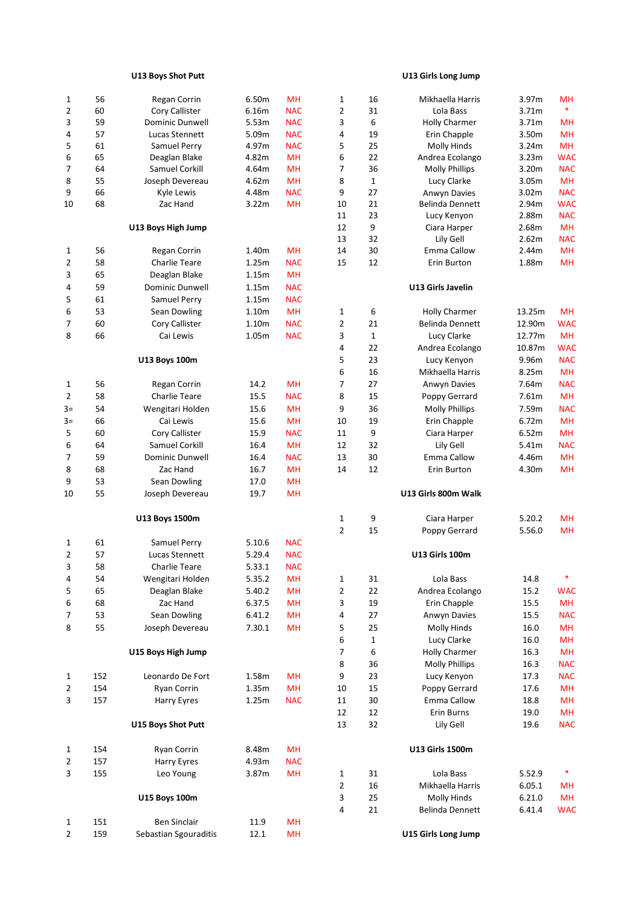### U13 Boys Shot Putt

| Pos | No. | Name | Result | Club |
|---|---|---|---|---|
| 1 | 56 | Regan Corrin | 6.50m | MH |
| 2 | 60 | Cory Callister | 6.16m | NAC |
| 3 | 59 | Dominic Dunwell | 5.53m | NAC |
| 4 | 57 | Lucas Stennett | 5.09m | NAC |
| 5 | 61 | Samuel Perry | 4.97m | NAC |
| 6 | 65 | Deaglan Blake | 4.82m | MH |
| 7 | 64 | Samuel Corkill | 4.64m | MH |
| 8 | 55 | Joseph Devereau | 4.62m | MH |
| 9 | 66 | Kyle Lewis | 4.48m | NAC |
| 10 | 68 | Zac Hand | 3.22m | MH |

### U13 Boys High Jump

| Pos | No. | Name | Result | Club |
|---|---|---|---|---|
| 1 | 56 | Regan Corrin | 1.40m | MH |
| 2 | 58 | Charlie Teare | 1.25m | NAC |
| 3 | 65 | Deaglan Blake | 1.15m | MH |
| 4 | 59 | Dominic Dunwell | 1.15m | NAC |
| 5 | 61 | Samuel Perry | 1.15m | NAC |
| 6 | 53 | Sean Dowling | 1.10m | MH |
| 7 | 60 | Cory Callister | 1.10m | NAC |
| 8 | 66 | Cai Lewis | 1.05m | NAC |

### U13 Boys 100m

| Pos | No. | Name | Result | Club |
|---|---|---|---|---|
| 1 | 56 | Regan Corrin | 14.2 | MH |
| 2 | 58 | Charlie Teare | 15.5 | NAC |
| 3= | 54 | Wengitari Holden | 15.6 | MH |
| 3= | 66 | Cai Lewis | 15.6 | MH |
| 5 | 60 | Cory Callister | 15.9 | NAC |
| 6 | 64 | Samuel Corkill | 16.4 | MH |
| 7 | 59 | Dominic Dunwell | 16.4 | NAC |
| 8 | 68 | Zac Hand | 16.7 | MH |
| 9 | 53 | Sean Dowling | 17.0 | MH |
| 10 | 55 | Joseph Devereau | 19.7 | MH |

### U13 Boys 1500m

| Pos | No. | Name | Result | Club |
|---|---|---|---|---|
| 1 | 61 | Samuel Perry | 5.10.6 | NAC |
| 2 | 57 | Lucas Stennett | 5.29.4 | NAC |
| 3 | 58 | Charlie Teare | 5.33.1 | NAC |
| 4 | 54 | Wengitari Holden | 5.35.2 | MH |
| 5 | 65 | Deaglan Blake | 5.40.2 | MH |
| 6 | 68 | Zac Hand | 6.37.5 | MH |
| 7 | 53 | Sean Dowling | 6.41.2 | MH |
| 8 | 55 | Joseph Devereau | 7.30.1 | MH |

### U15 Boys High Jump

| Pos | No. | Name | Result | Club |
|---|---|---|---|---|
| 1 | 152 | Leonardo De Fort | 1.58m | MH |
| 2 | 154 | Ryan Corrin | 1.35m | MH |
| 3 | 157 | Harry Eyres | 1.25m | NAC |

### U15 Boys Shot Putt

| Pos | No. | Name | Result | Club |
|---|---|---|---|---|
| 1 | 154 | Ryan Corrin | 8.48m | MH |
| 2 | 157 | Harry Eyres | 4.93m | NAC |
| 3 | 155 | Leo Young | 3.87m | MH |

### U15 Boys 100m

| Pos | No. | Name | Result | Club |
|---|---|---|---|---|
| 1 | 151 | Ben Sinclair | 11.9 | MH |
| 2 | 159 | Sebastian Sgouraditis | 12.1 | MH |

### U13 Girls Long Jump

| Pos | No. | Name | Result | Club |
|---|---|---|---|---|
| 1 | 16 | Mikhaella Harris | 3.97m | MH |
| 2 | 31 | Lola Bass | 3.71m | * |
| 3 | 6 | Holly Charmer | 3.71m | MH |
| 4 | 19 | Erin Chapple | 3.50m | MH |
| 5 | 25 | Molly Hinds | 3.24m | MH |
| 6 | 22 | Andrea Ecolango | 3.23m | WAC |
| 7 | 36 | Molly Phillips | 3.20m | NAC |
| 8 | 1 | Lucy Clarke | 3.05m | MH |
| 9 | 27 | Anwyn Davies | 3.02m | NAC |
| 10 | 21 | Belinda Dennett | 2.94m | WAC |
| 11 | 23 | Lucy Kenyon | 2.88m | NAC |
| 12 | 9 | Ciara Harper | 2.68m | MH |
| 13 | 32 | Lily Gell | 2.62m | NAC |
| 14 | 30 | Emma Callow | 2.44m | MH |
| 15 | 12 | Erin Burton | 1.88m | MH |

### U13 Girls Javelin

| Pos | No. | Name | Result | Club |
|---|---|---|---|---|
| 1 | 6 | Holly Charmer | 13.25m | MH |
| 2 | 21 | Belinda Dennett | 12.90m | WAC |
| 3 | 1 | Lucy Clarke | 12.77m | MH |
| 4 | 22 | Andrea Ecolango | 10.87m | WAC |
| 5 | 23 | Lucy Kenyon | 9.96m | NAC |
| 6 | 16 | Mikhaella Harris | 8.25m | MH |
| 7 | 27 | Anwyn Davies | 7.64m | NAC |
| 8 | 15 | Poppy Gerrard | 7.61m | MH |
| 9 | 36 | Molly Phillips | 7.59m | NAC |
| 10 | 19 | Erin Chapple | 6.72m | MH |
| 11 | 9 | Ciara Harper | 6.52m | MH |
| 12 | 32 | Lily Gell | 5.41m | NAC |
| 13 | 30 | Emma Callow | 4.46m | MH |
| 14 | 12 | Erin Burton | 4.30m | MH |

### U13 Girls 800m Walk

| Pos | No. | Name | Result | Club |
|---|---|---|---|---|
| 1 | 9 | Ciara Harper | 5.20.2 | MH |
| 2 | 15 | Poppy Gerrard | 5.56.0 | MH |

### U13 Girls 100m

| Pos | No. | Name | Result | Club |
|---|---|---|---|---|
| 1 | 31 | Lola Bass | 14.8 | * |
| 2 | 22 | Andrea Ecolango | 15.2 | WAC |
| 3 | 19 | Erin Chapple | 15.5 | MH |
| 4 | 27 | Anwyn Davies | 15.5 | NAC |
| 5 | 25 | Molly Hinds | 16.0 | MH |
| 6 | 1 | Lucy Clarke | 16.0 | MH |
| 7 | 6 | Holly Charmer | 16.3 | MH |
| 8 | 36 | Molly Phillips | 16.3 | NAC |
| 9 | 23 | Lucy Kenyon | 17.3 | NAC |
| 10 | 15 | Poppy Gerrard | 17.6 | MH |
| 11 | 30 | Emma Callow | 18.8 | MH |
| 12 | 12 | Erin Burns | 19.0 | MH |
| 13 | 32 | Lily Gell | 19.6 | NAC |

### U13 Girls 1500m

| Pos | No. | Name | Result | Club |
|---|---|---|---|---|
| 1 | 31 | Lola Bass | 5.52.9 | * |
| 2 | 16 | Mikhaella Harris | 6.05.1 | MH |
| 3 | 25 | Molly Hinds | 6.21.0 | MH |
| 4 | 21 | Belinda Dennett | 6.41.4 | WAC |

### U15 Girls Long Jump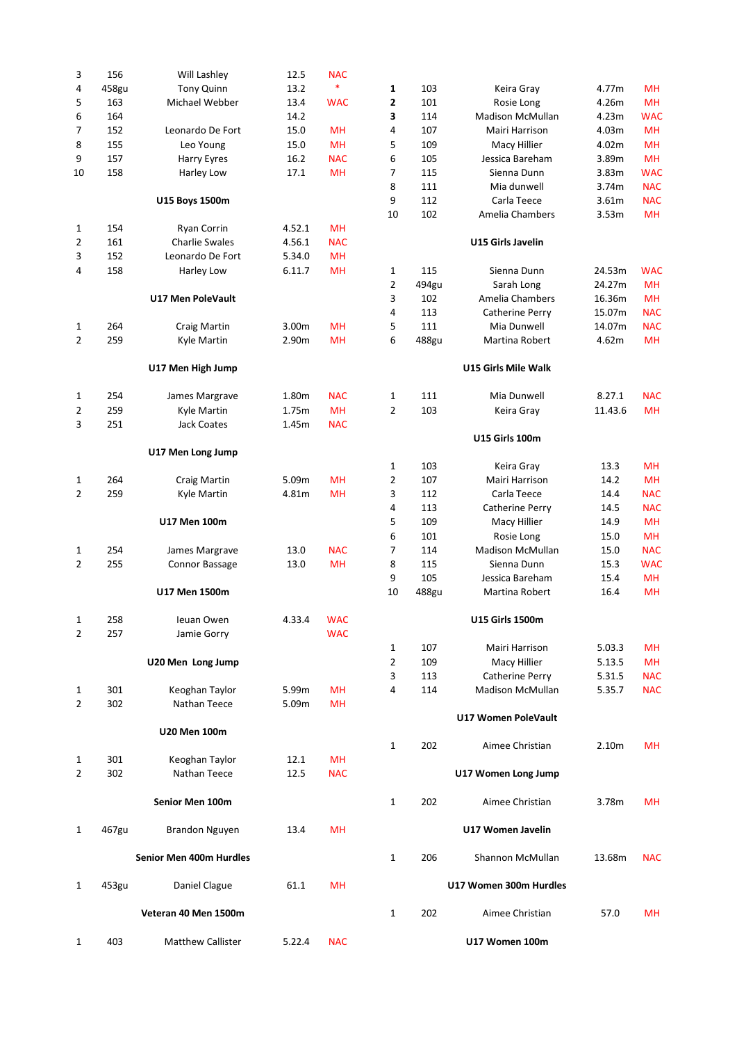| 3 | 156 | Will Lashley | 12.5 | NAC |
|---|---|---|---|---|
| 4 | 458gu | Tony Quinn | 13.2 | * |
| 5 | 163 | Michael Webber | 13.4 | WAC |
| 6 | 164 | | 14.2 | |
| 7 | 152 | Leonardo De Fort | 15.0 | MH |
| 8 | 155 | Leo Young | 15.0 | MH |
| 9 | 157 | Harry Eyres | 16.2 | NAC |
| 10 | 158 | Harley Low | 17.1 | MH |

**U15 Boys 1500m**

| 1 | 154 | Ryan Corrin | 4.52.1 | MH |
|---|---|---|---|---|
| 2 | 161 | Charlie Swales | 4.56.1 | NAC |
| 3 | 152 | Leonardo De Fort | 5.34.0 | MH |
| 4 | 158 | Harley Low | 6.11.7 | MH |

**U17 Men PoleVault**

| 1 | 264 | Craig Martin | 3.00m | MH |
|---|---|---|---|---|
| 2 | 259 | Kyle Martin | 2.90m | MH |

**U17 Men High Jump**

| 1 | 254 | James Margrave | 1.80m | NAC |
|---|---|---|---|---|
| 2 | 259 | Kyle Martin | 1.75m | MH |
| 3 | 251 | Jack Coates | 1.45m | NAC |

**U17 Men Long Jump**

| 1 | 264 | Craig Martin | 5.09m | MH |
|---|---|---|---|---|
| 2 | 259 | Kyle Martin | 4.81m | MH |

**U17 Men 100m**

| 1 | 254 | James Margrave | 13.0 | NAC |
|---|---|---|---|---|
| 2 | 255 | Connor Bassage | 13.0 | MH |

**U17 Men 1500m**

| 1 | 258 | Ieuan Owen | 4.33.4 | WAC |
|---|---|---|---|---|
| 2 | 257 | Jamie Gorry | | WAC |

**U20 Men Long Jump**

| 1 | 301 | Keoghan Taylor | 5.99m | MH |
|---|---|---|---|---|
| 2 | 302 | Nathan Teece | 5.09m | MH |

**U20 Men 100m**

| 1 | 301 | Keoghan Taylor | 12.1 | MH |
|---|---|---|---|---|
| 2 | 302 | Nathan Teece | 12.5 | NAC |

**Senior Men 100m**

| 1 | 467gu | Brandon Nguyen | 13.4 | MH |
|---|---|---|---|---|

**Senior Men 400m Hurdles**

| 1 | 453gu | Daniel Clague | 61.1 | MH |
|---|---|---|---|---|

**Veteran 40 Men 1500m**

| 1 | 403 | Matthew Callister | 5.22.4 | NAC |
|---|---|---|---|---|

| **1** | 103 | Keira Gray | 4.77m | MH |
|---|---|---|---|---|
| **2** | 101 | Rosie Long | 4.26m | MH |
| **3** | 114 | Madison McMullan | 4.23m | WAC |
| 4 | 107 | Mairi Harrison | 4.03m | MH |
| 5 | 109 | Macy Hillier | 4.02m | MH |
| 6 | 105 | Jessica Bareham | 3.89m | MH |
| 7 | 115 | Sienna Dunn | 3.83m | WAC |
| 8 | 111 | Mia dunwell | 3.74m | NAC |
| 9 | 112 | Carla Teece | 3.61m | NAC |
| 10 | 102 | Amelia Chambers | 3.53m | MH |

**U15 Girls Javelin**

| 1 | 115 | Sienna Dunn | 24.53m | WAC |
|---|---|---|---|---|
| 2 | 494gu | Sarah Long | 24.27m | MH |
| 3 | 102 | Amelia Chambers | 16.36m | MH |
| 4 | 113 | Catherine Perry | 15.07m | NAC |
| 5 | 111 | Mia Dunwell | 14.07m | NAC |
| 6 | 488gu | Martina Robert | 4.62m | MH |

**U15 Girls Mile Walk**

| 1 | 111 | Mia Dunwell | 8.27.1 | NAC |
|---|---|---|---|---|
| 2 | 103 | Keira Gray | 11.43.6 | MH |

**U15 Girls 100m**

| 1 | 103 | Keira Gray | 13.3 | MH |
|---|---|---|---|---|
| 2 | 107 | Mairi Harrison | 14.2 | MH |
| 3 | 112 | Carla Teece | 14.4 | NAC |
| 4 | 113 | Catherine Perry | 14.5 | NAC |
| 5 | 109 | Macy Hillier | 14.9 | MH |
| 6 | 101 | Rosie Long | 15.0 | MH |
| 7 | 114 | Madison McMullan | 15.0 | NAC |
| 8 | 115 | Sienna Dunn | 15.3 | WAC |
| 9 | 105 | Jessica Bareham | 15.4 | MH |
| 10 | 488gu | Martina Robert | 16.4 | MH |

**U15 Girls 1500m**

| 1 | 107 | Mairi Harrison | 5.03.3 | MH |
|---|---|---|---|---|
| 2 | 109 | Macy Hillier | 5.13.5 | MH |
| 3 | 113 | Catherine Perry | 5.31.5 | NAC |
| 4 | 114 | Madison McMullan | 5.35.7 | NAC |

**U17 Women PoleVault**

| 1 | 202 | Aimee Christian | 2.10m | MH |
|---|---|---|---|---|

**U17 Women Long Jump**

| 1 | 202 | Aimee Christian | 3.78m | MH |
|---|---|---|---|---|

**U17 Women Javelin**

| 1 | 206 | Shannon McMullan | 13.68m | NAC |
|---|---|---|---|---|

**U17 Women 300m Hurdles**

| 1 | 202 | Aimee Christian | 57.0 | MH |
|---|---|---|---|---|

**U17 Women 100m**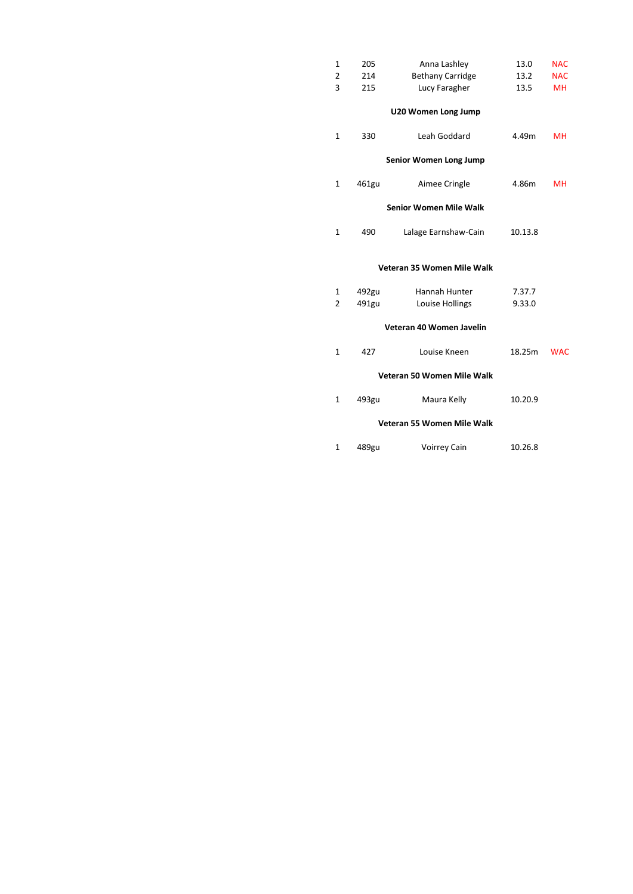| | | | | |
|---|---|---|---|---|
| 1 | 205 | Anna Lashley | 13.0 | NAC |
| 2 | 214 | Bethany Carridge | 13.2 | NAC |
| 3 | 215 | Lucy Faragher | 13.5 | MH |

**U20 Women Long Jump**

| | | | | |
|---|---|---|---|---|
| 1 | 330 | Leah Goddard | 4.49m | MH |

**Senior Women Long Jump**

| | | | | |
|---|---|---|---|---|
| 1 | 461gu | Aimee Cringle | 4.86m | MH |

**Senior Women Mile Walk**

| | | | |
|---|---|---|---|
| 1 | 490 | Lalage Earnshaw-Cain | 10.13.8 |

**Veteran 35 Women Mile Walk**

| | | | |
|---|---|---|---|
| 1 | 492gu | Hannah Hunter | 7.37.7 |
| 2 | 491gu | Louise Hollings | 9.33.0 |

**Veteran 40 Women Javelin**

| | | | | |
|---|---|---|---|---|
| 1 | 427 | Louise Kneen | 18.25m | WAC |

**Veteran 50 Women Mile Walk**

| | | | |
|---|---|---|---|
| 1 | 493gu | Maura Kelly | 10.20.9 |

**Veteran 55 Women Mile Walk**

| | | | |
|---|---|---|---|
| 1 | 489gu | Voirrey Cain | 10.26.8 |